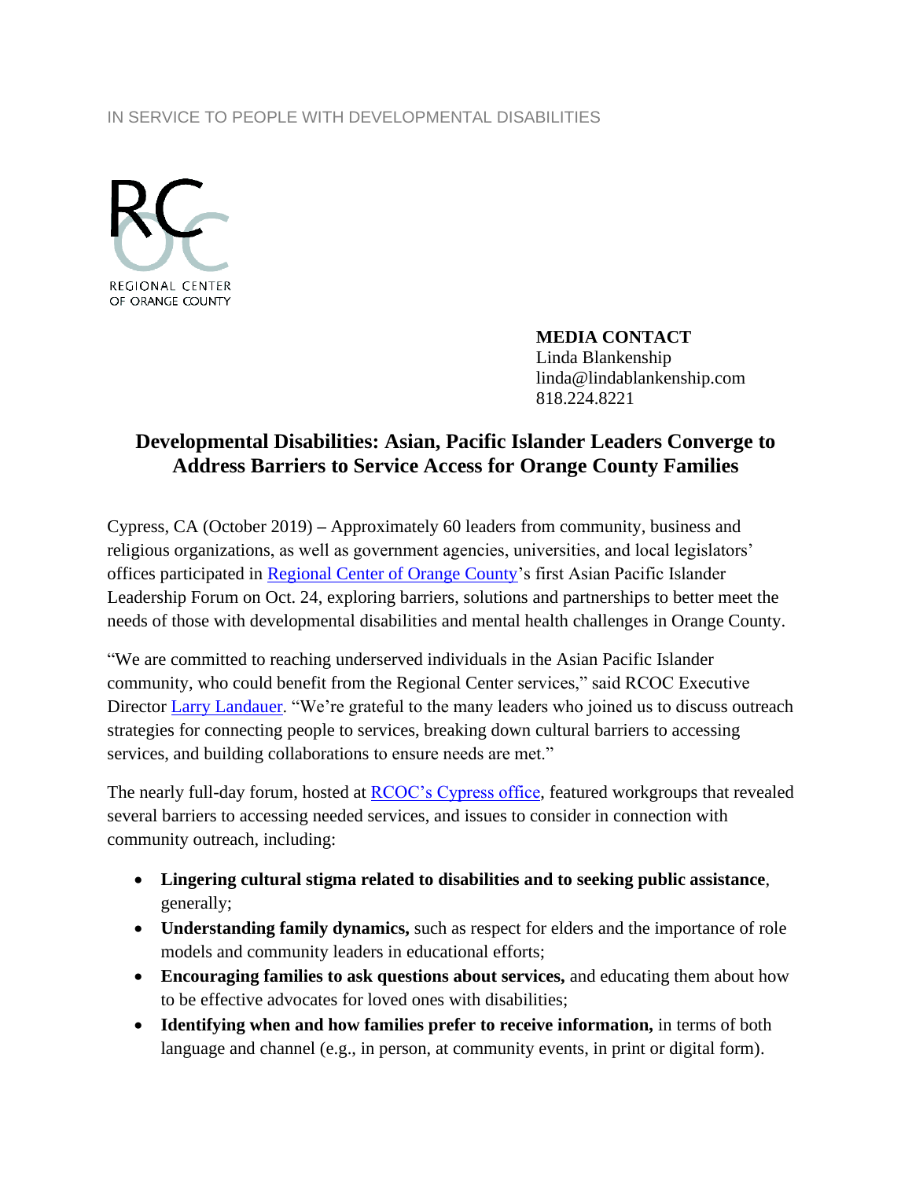IN SERVICE TO PEOPLE WITH DEVELOPMENTAL DISABILITIES

REGIONAL CENTER OF ORANGE COUNTY

**MEDIA CONTACT**
Linda Blankenship
linda@lindablankenship.com
818.224.8221

# Developmental Disabilities: Asian, Pacific Islander Leaders Converge to Address Barriers to Service Access for Orange County Families

Cypress, CA (October 2019) – Approximately 60 leaders from community, business and religious organizations, as well as government agencies, universities, and local legislators' offices participated in Regional Center of Orange County's first Asian Pacific Islander Leadership Forum on Oct. 24, exploring barriers, solutions and partnerships to better meet the needs of those with developmental disabilities and mental health challenges in Orange County.

"We are committed to reaching underserved individuals in the Asian Pacific Islander community, who could benefit from the Regional Center services," said RCOC Executive Director Larry Landauer. "We're grateful to the many leaders who joined us to discuss outreach strategies for connecting people to services, breaking down cultural barriers to accessing services, and building collaborations to ensure needs are met."

The nearly full-day forum, hosted at RCOC's Cypress office, featured workgroups that revealed several barriers to accessing needed services, and issues to consider in connection with community outreach, including:

- **Lingering cultural stigma related to disabilities and to seeking public assistance**, generally;
- **Understanding family dynamics,** such as respect for elders and the importance of role models and community leaders in educational efforts;
- **Encouraging families to ask questions about services,** and educating them about how to be effective advocates for loved ones with disabilities;
- **Identifying when and how families prefer to receive information,** in terms of both language and channel (e.g., in person, at community events, in print or digital form).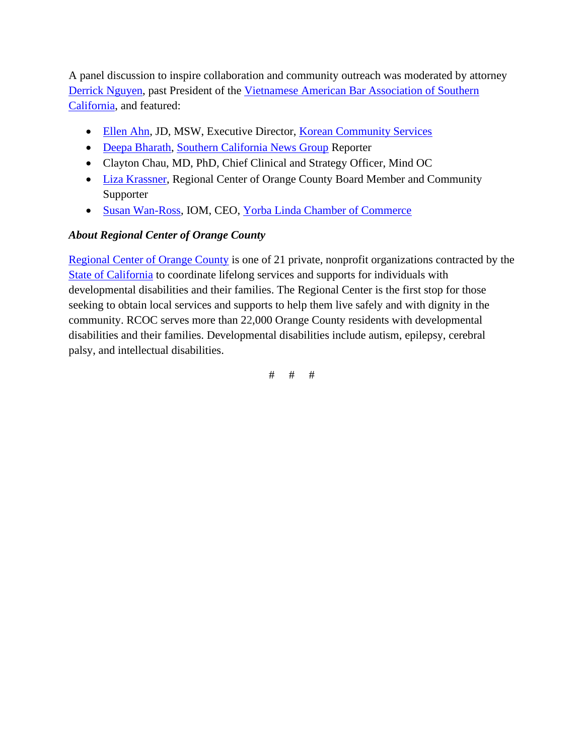A panel discussion to inspire collaboration and community outreach was moderated by attorney Derrick Nguyen, past President of the Vietnamese American Bar Association of Southern California, and featured:

- Ellen Ahn, JD, MSW, Executive Director, Korean Community Services
- Deepa Bharath, Southern California News Group Reporter
- Clayton Chau, MD, PhD, Chief Clinical and Strategy Officer, Mind OC
- Liza Krassner, Regional Center of Orange County Board Member and Community Supporter
- Susan Wan-Ross, IOM, CEO, Yorba Linda Chamber of Commerce

***About Regional Center of Orange County***

Regional Center of Orange County is one of 21 private, nonprofit organizations contracted by the State of California to coordinate lifelong services and supports for individuals with developmental disabilities and their families. The Regional Center is the first stop for those seeking to obtain local services and supports to help them live safely and with dignity in the community. RCOC serves more than 22,000 Orange County residents with developmental disabilities and their families. Developmental disabilities include autism, epilepsy, cerebral palsy, and intellectual disabilities.

# # #